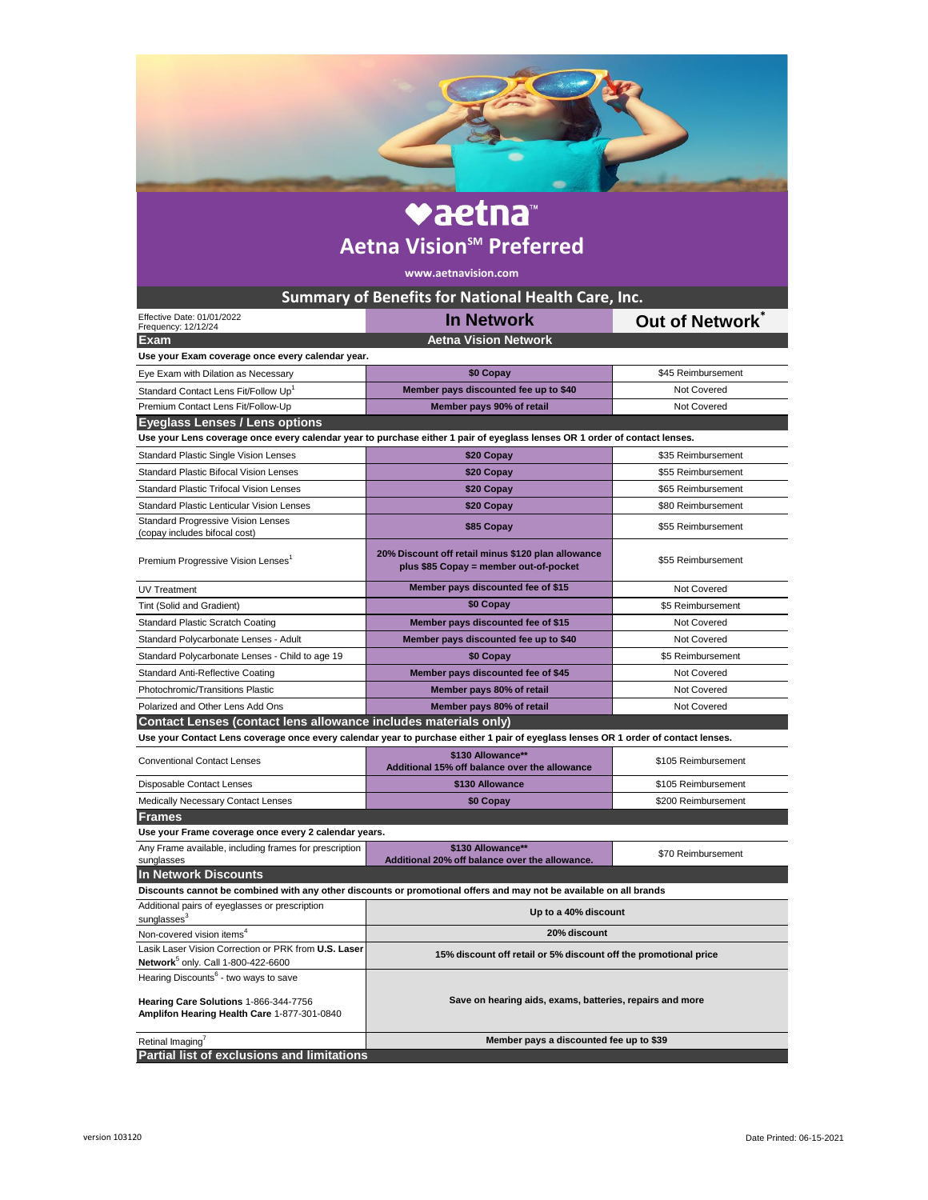# aetna

## Aetna Vision℠ Preferred

www.aetnavision.com

## Summary of Benefits for National Health Care, Inc.

| Effective Date: 01/01/2022<br>Frequency: 12/12/24 | In Network | Out of Network* |
|---|---|---|
| **Exam** | **Aetna Vision Network** | |
| **Use your Exam coverage once every calendar year.** | | |
| Eye Exam with Dilation as Necessary | **$0 Copay** | $45 Reimbursement |
| Standard Contact Lens Fit/Follow Up[1] | **Member pays discounted fee up to $40** | Not Covered |
| Premium Contact Lens Fit/Follow-Up | **Member pays 90% of retail** | Not Covered |
| **Eyeglass Lenses / Lens options** | | |
| **Use your Lens coverage once every calendar year to purchase either 1 pair of eyeglass lenses OR 1 order of contact lenses.** | | |
| Standard Plastic Single Vision Lenses | **$20 Copay** | $35 Reimbursement |
| Standard Plastic Bifocal Vision Lenses | **$20 Copay** | $55 Reimbursement |
| Standard Plastic Trifocal Vision Lenses | **$20 Copay** | $65 Reimbursement |
| Standard Plastic Lenticular Vision Lenses | **$20 Copay** | $80 Reimbursement |
| Standard Progressive Vision Lenses (copay includes bifocal cost) | **$85 Copay** | $55 Reimbursement |
| Premium Progressive Vision Lenses[1] | **20% Discount off retail minus $120 plan allowance plus $85 Copay = member out-of-pocket** | $55 Reimbursement |
| UV Treatment | **Member pays discounted fee of $15** | Not Covered |
| Tint (Solid and Gradient) | **$0 Copay** | $5 Reimbursement |
| Standard Plastic Scratch Coating | **Member pays discounted fee of $15** | Not Covered |
| Standard Polycarbonate Lenses - Adult | **Member pays discounted fee up to $40** | Not Covered |
| Standard Polycarbonate Lenses - Child to age 19 | **$0 Copay** | $5 Reimbursement |
| Standard Anti-Reflective Coating | **Member pays discounted fee of $45** | Not Covered |
| Photochromic/Transitions Plastic | **Member pays 80% of retail** | Not Covered |
| Polarized and Other Lens Add Ons | **Member pays 80% of retail** | Not Covered |
| **Contact Lenses (contact lens allowance includes materials only)** | | |
| **Use your Contact Lens coverage once every calendar year to purchase either 1 pair of eyeglass lenses OR 1 order of contact lenses.** | | |
| Conventional Contact Lenses | **$130 Allowance\*\*<br>Additional 15% off balance over the allowance** | $105 Reimbursement |
| Disposable Contact Lenses | **$130 Allowance** | $105 Reimbursement |
| Medically Necessary Contact Lenses | **$0 Copay** | $200 Reimbursement |
| **Frames** | | |
| **Use your Frame coverage once every 2 calendar years.** | | |
| Any Frame available, including frames for prescription sunglasses | **$130 Allowance\*\*<br>Additional 20% off balance over the allowance.** | $70 Reimbursement |
| **In Network Discounts** | | |
| **Discounts cannot be combined with any other discounts or promotional offers and may not be available on all brands** | | |
| Additional pairs of eyeglasses or prescription sunglasses[3] | **Up to a 40% discount** | |
| Non-covered vision items[4] | **20% discount** | |
| Lasik Laser Vision Correction or PRK from **U.S. Laser Network**[5] only. Call 1-800-422-6600 | **15% discount off retail or 5% discount off the promotional price** | |
| Hearing Discounts[6] - two ways to save<br><br>**Hearing Care Solutions** 1-866-344-7756<br>**Amplifon Hearing Health Care** 1-877-301-0840 | **Save on hearing aids, exams, batteries, repairs and more** | |
| Retinal Imaging[7] | **Member pays a discounted fee up to $39** | |

**Partial list of exclusions and limitations**

version 103120

Date Printed: 06-15-2021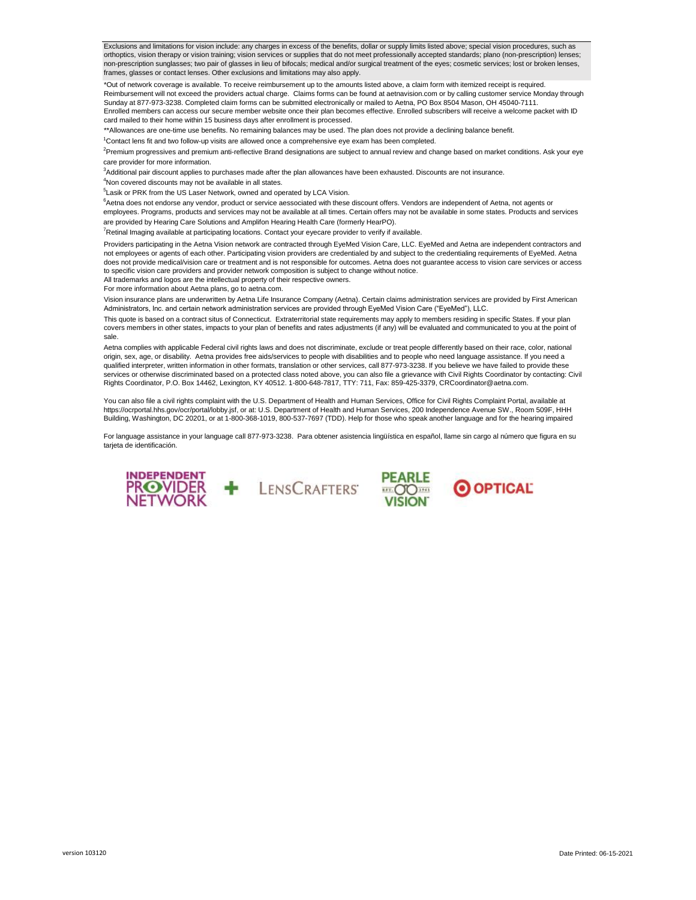Exclusions and limitations for vision include: any charges in excess of the benefits, dollar or supply limits listed above; special vision procedures, such as orthoptics, vision therapy or vision training; vision services or supplies that do not meet professionally accepted standards; plano (non-prescription) lenses; non-prescription sunglasses; two pair of glasses in lieu of bifocals; medical and/or surgical treatment of the eyes; cosmetic services; lost or broken lenses, frames, glasses or contact lenses. Other exclusions and limitations may also apply.

*Out of network coverage is available. To receive reimbursement up to the amounts listed above, a claim form with itemized receipt is required. Reimbursement will not exceed the providers actual charge. Claims forms can be found at aetnavision.com or by calling customer service Monday through Sunday at 877-973-3238. Completed claim forms can be submitted electronically or mailed to Aetna, PO Box 8504 Mason, OH 45040-7111. Enrolled members can access our secure member website once their plan becomes effective. Enrolled subscribers will receive a welcome packet with ID card mailed to their home within 15 business days after enrollment is processed.

**Allowances are one-time use benefits. No remaining balances may be used. The plan does not provide a declining balance benefit.

[1]Contact lens fit and two follow-up visits are allowed once a comprehensive eye exam has been completed.

[2]Premium progressives and premium anti-reflective Brand designations are subject to annual review and change based on market conditions. Ask your eye care provider for more information.

[3]Additional pair discount applies to purchases made after the plan allowances have been exhausted. Discounts are not insurance.

[4]Non covered discounts may not be available in all states.

[5]Lasik or PRK from the US Laser Network, owned and operated by LCA Vision.

[6]Aetna does not endorse any vendor, product or service aessociated with these discount offers. Vendors are independent of Aetna, not agents or employees. Programs, products and services may not be available at all times. Certain offers may not be available in some states. Products and services are provided by Hearing Care Solutions and Amplifon Hearing Health Care (formerly HearPO).

[7]Retinal Imaging available at participating locations. Contact your eyecare provider to verify if available.

Providers participating in the Aetna Vision network are contracted through EyeMed Vision Care, LLC. EyeMed and Aetna are independent contractors and not employees or agents of each other. Participating vision providers are credentialed by and subject to the credentialing requirements of EyeMed. Aetna does not provide medical/vision care or treatment and is not responsible for outcomes. Aetna does not guarantee access to vision care services or access to specific vision care providers and provider network composition is subject to change without notice.
All trademarks and logos are the intellectual property of their respective owners.
For more information about Aetna plans, go to aetna.com.

Vision insurance plans are underwritten by Aetna Life Insurance Company (Aetna). Certain claims administration services are provided by First American Administrators, Inc. and certain network administration services are provided through EyeMed Vision Care ("EyeMed"), LLC.

This quote is based on a contract situs of Connecticut. Extraterritorial state requirements may apply to members residing in specific States. If your plan covers members in other states, impacts to your plan of benefits and rates adjustments (if any) will be evaluated and communicated to you at the point of sale.

Aetna complies with applicable Federal civil rights laws and does not discriminate, exclude or treat people differently based on their race, color, national origin, sex, age, or disability. Aetna provides free aids/services to people with disabilities and to people who need language assistance. If you need a qualified interpreter, written information in other formats, translation or other services, call 877-973-3238. If you believe we have failed to provide these services or otherwise discriminated based on a protected class noted above, you can also file a grievance with Civil Rights Coordinator by contacting: Civil Rights Coordinator, P.O. Box 14462, Lexington, KY 40512. 1-800-648-7817, TTY: 711, Fax: 859-425-3379, CRCoordinator@aetna.com.

You can also file a civil rights complaint with the U.S. Department of Health and Human Services, Office for Civil Rights Complaint Portal, available at https://ocrportal.hhs.gov/ocr/portal/lobby.jsf, or at: U.S. Department of Health and Human Services, 200 Independence Avenue SW., Room 509F, HHH Building, Washington, DC 20201, or at 1-800-368-1019, 800-537-7697 (TDD). Help for those who speak another language and for the hearing impaired

For language assistance in your language call 877-973-3238. Para obtener asistencia lingüística en español, llame sin cargo al número que figura en su tarjeta de identificación.

INDEPENDENT PROVIDER NETWORK + LENSCRAFTERS PEARLE VISION OPTICAL

version 103120

Date Printed: 06-15-2021